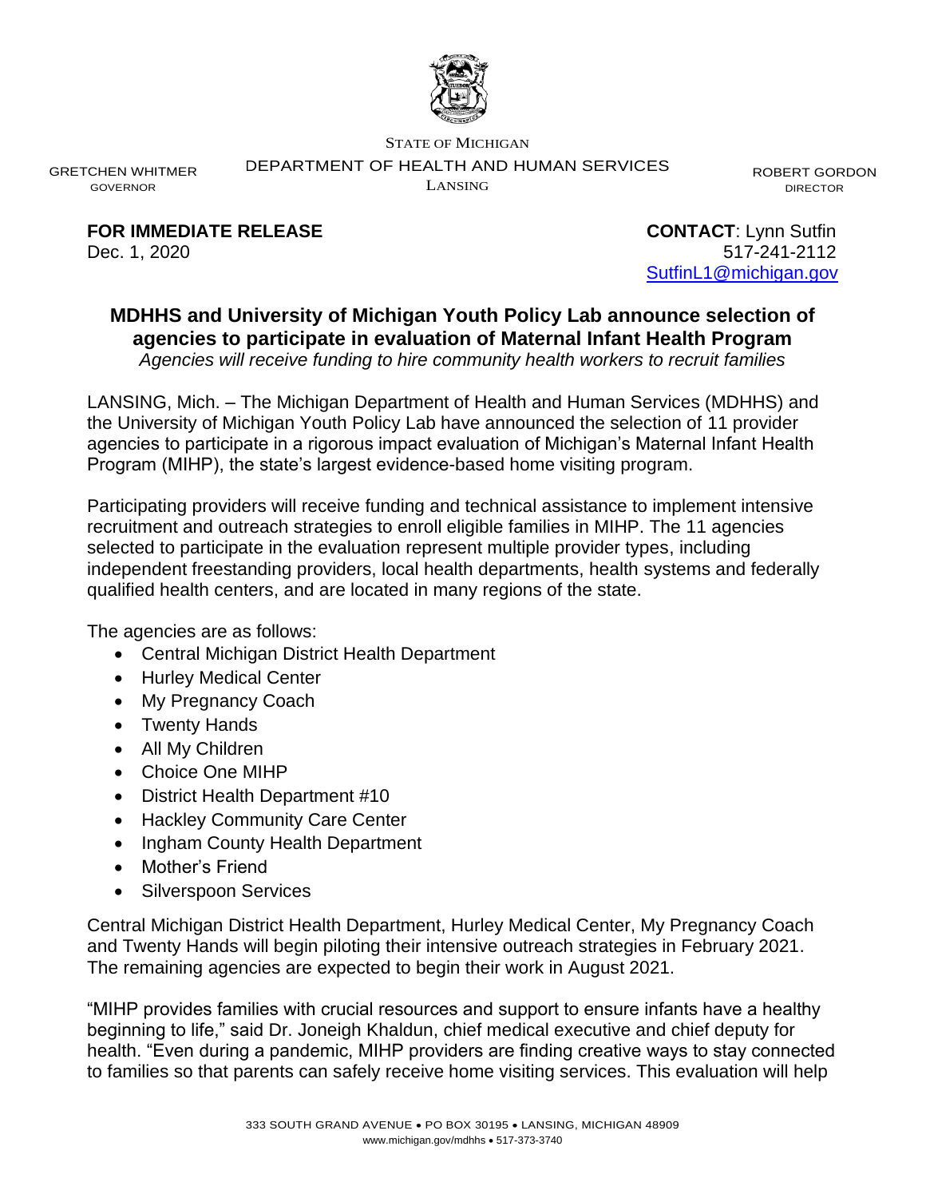STATE OF MICHIGAN

GRETCHEN WHITMER
GOVERNOR

DEPARTMENT OF HEALTH AND HUMAN SERVICES
LANSING

ROBERT GORDON
DIRECTOR

**FOR IMMEDIATE RELEASE**
Dec. 1, 2020

**CONTACT**: Lynn Sutfin
517-241-2112
SutfinL1@michigan.gov

## MDHHS and University of Michigan Youth Policy Lab announce selection of agencies to participate in evaluation of Maternal Infant Health Program

*Agencies will receive funding to hire community health workers to recruit families*

LANSING, Mich. – The Michigan Department of Health and Human Services (MDHHS) and the University of Michigan Youth Policy Lab have announced the selection of 11 provider agencies to participate in a rigorous impact evaluation of Michigan's Maternal Infant Health Program (MIHP), the state's largest evidence-based home visiting program.

Participating providers will receive funding and technical assistance to implement intensive recruitment and outreach strategies to enroll eligible families in MIHP. The 11 agencies selected to participate in the evaluation represent multiple provider types, including independent freestanding providers, local health departments, health systems and federally qualified health centers, and are located in many regions of the state.

The agencies are as follows:

- Central Michigan District Health Department
- Hurley Medical Center
- My Pregnancy Coach
- Twenty Hands
- All My Children
- Choice One MIHP
- District Health Department #10
- Hackley Community Care Center
- Ingham County Health Department
- Mother's Friend
- Silverspoon Services

Central Michigan District Health Department, Hurley Medical Center, My Pregnancy Coach and Twenty Hands will begin piloting their intensive outreach strategies in February 2021. The remaining agencies are expected to begin their work in August 2021.

"MIHP provides families with crucial resources and support to ensure infants have a healthy beginning to life," said Dr. Joneigh Khaldun, chief medical executive and chief deputy for health. "Even during a pandemic, MIHP providers are finding creative ways to stay connected to families so that parents can safely receive home visiting services. This evaluation will help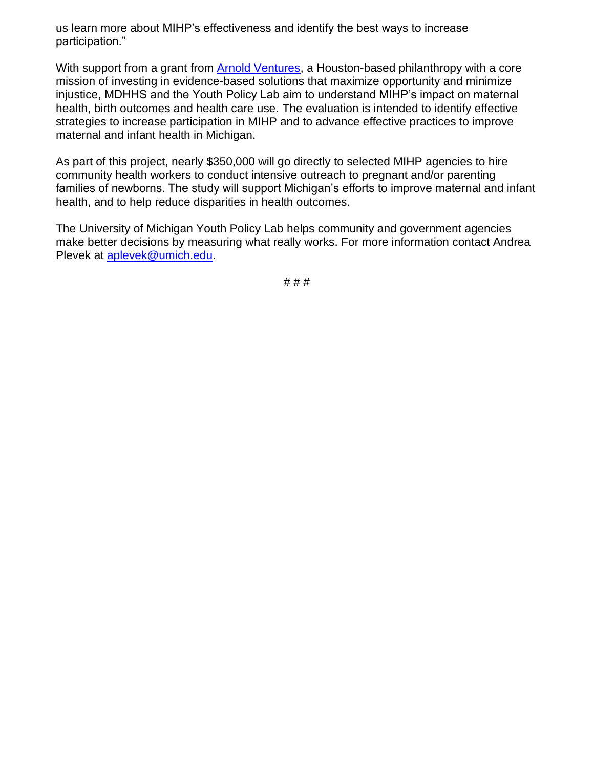us learn more about MIHP's effectiveness and identify the best ways to increase participation."

With support from a grant from Arnold Ventures, a Houston-based philanthropy with a core mission of investing in evidence-based solutions that maximize opportunity and minimize injustice, MDHHS and the Youth Policy Lab aim to understand MIHP's impact on maternal health, birth outcomes and health care use. The evaluation is intended to identify effective strategies to increase participation in MIHP and to advance effective practices to improve maternal and infant health in Michigan.

As part of this project, nearly $350,000 will go directly to selected MIHP agencies to hire community health workers to conduct intensive outreach to pregnant and/or parenting families of newborns. The study will support Michigan's efforts to improve maternal and infant health, and to help reduce disparities in health outcomes.

The University of Michigan Youth Policy Lab helps community and government agencies make better decisions by measuring what really works. For more information contact Andrea Plevek at aplevek@umich.edu.

# # #